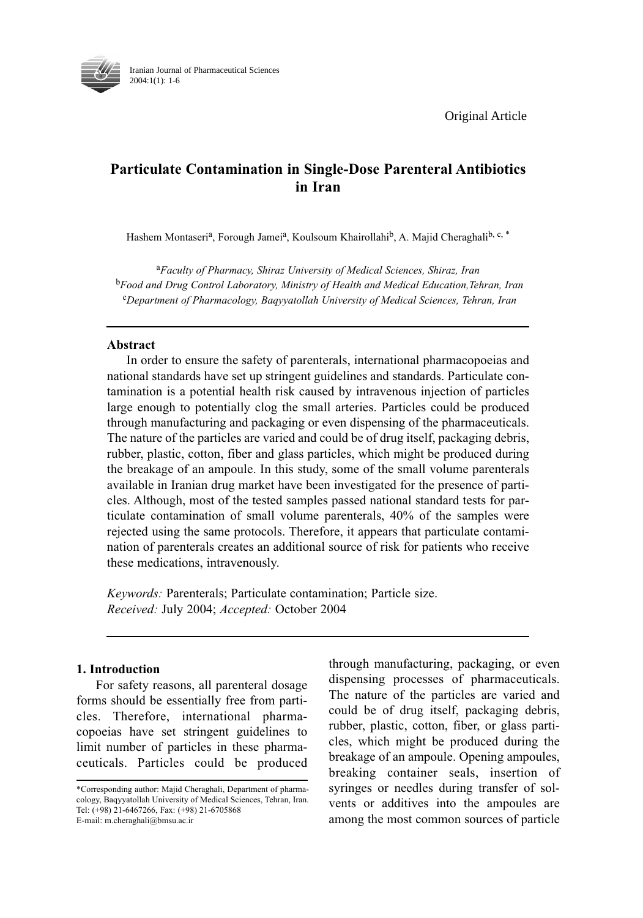Original Article

# Particulate Contamination in Single-Dose Parenteral Antibiotics in Iran

Hashem Montaseri[a], Forough Jamei[a], Koulsoum Khairollahi[b], A. Majid Cheraghali[b, c, *]

[a]*Faculty of Pharmacy, Shiraz University of Medical Sciences, Shiraz, Iran*
[b]*Food and Drug Control Laboratory, Ministry of Health and Medical Education,Tehran, Iran*
[c]*Department of Pharmacology, Baqyyatollah University of Medical Sciences, Tehran, Iran*

---

**Abstract**

In order to ensure the safety of parenterals, international pharmacopoeias and national standards have set up stringent guidelines and standards. Particulate contamination is a potential health risk caused by intravenous injection of particles large enough to potentially clog the small arteries. Particles could be produced through manufacturing and packaging or even dispensing of the pharmaceuticals. The nature of the particles are varied and could be of drug itself, packaging debris, rubber, plastic, cotton, fiber and glass particles, which might be produced during the breakage of an ampoule. In this study, some of the small volume parenterals available in Iranian drug market have been investigated for the presence of particles. Although, most of the tested samples passed national standard tests for particulate contamination of small volume parenterals, 40% of the samples were rejected using the same protocols. Therefore, it appears that particulate contamination of parenterals creates an additional source of risk for patients who receive these medications, intravenously.

*Keywords:* Parenterals; Particulate contamination; Particle size.
*Received:* July 2004; *Accepted:* October 2004

---

## 1. Introduction

For safety reasons, all parenteral dosage forms should be essentially free from particles. Therefore, international pharmacopoeias have set stringent guidelines to limit number of particles in these pharmaceuticals. Particles could be produced through manufacturing, packaging, or even dispensing processes of pharmaceuticals. The nature of the particles are varied and could be of drug itself, packaging debris, rubber, plastic, cotton, fiber, or glass particles, which might be produced during the breakage of an ampoule. Opening ampoules, breaking container seals, insertion of syringes or needles during transfer of solvents or additives into the ampoules are among the most common sources of particle

\*Corresponding author: Majid Cheraghali, Department of pharmacology, Baqyyatollah University of Medical Sciences, Tehran, Iran. Tel: (+98) 21-6467266, Fax: (+98) 21-6705868
E-mail: m.cheraghali@bmsu.ac.ir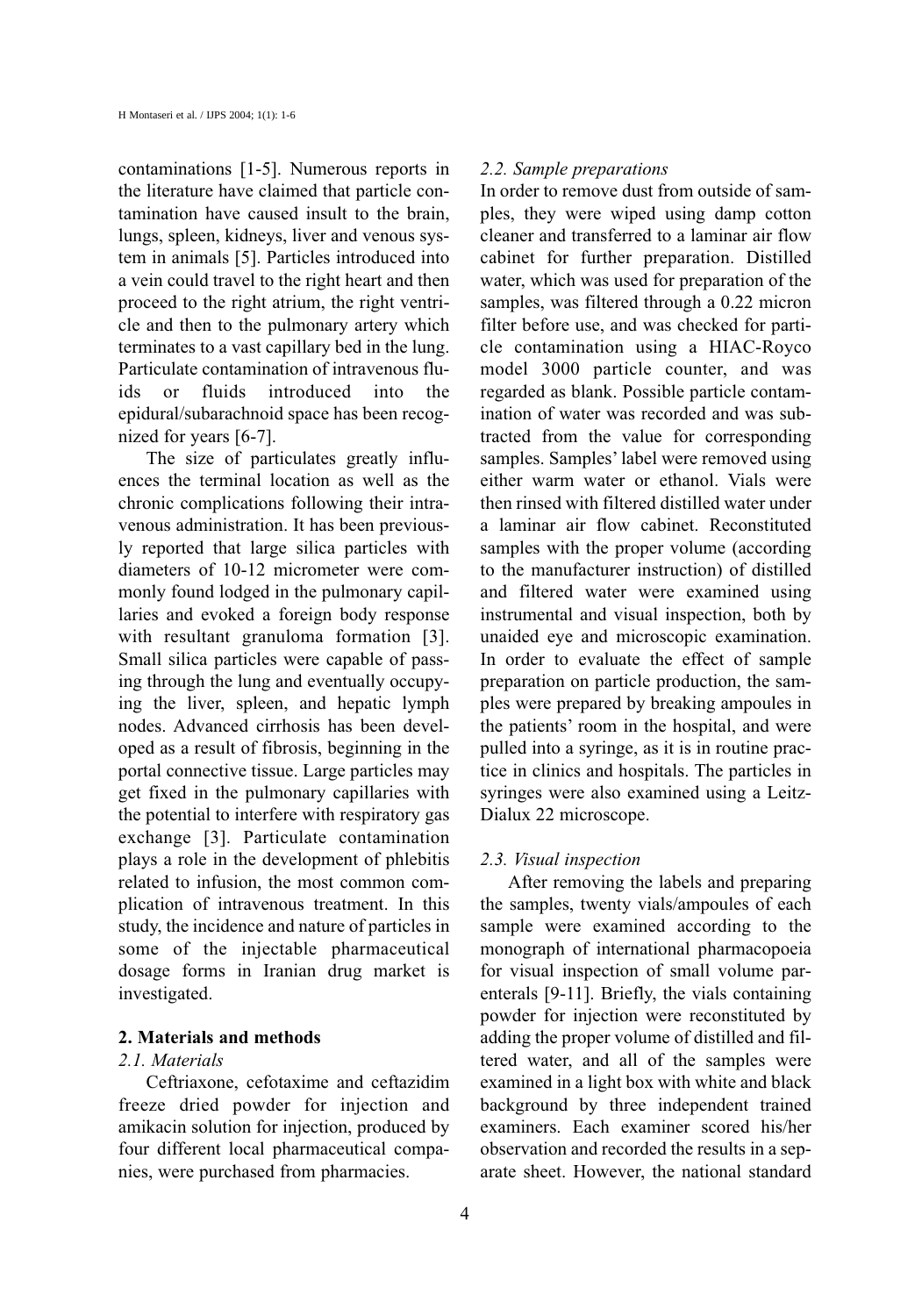contaminations [1-5]. Numerous reports in the literature have claimed that particle contamination have caused insult to the brain, lungs, spleen, kidneys, liver and venous system in animals [5]. Particles introduced into a vein could travel to the right heart and then proceed to the right atrium, the right ventricle and then to the pulmonary artery which terminates to a vast capillary bed in the lung. Particulate contamination of intravenous fluids or fluids introduced into the epidural/subarachnoid space has been recognized for years [6-7].

The size of particulates greatly influences the terminal location as well as the chronic complications following their intravenous administration. It has been previously reported that large silica particles with diameters of 10-12 micrometer were commonly found lodged in the pulmonary capillaries and evoked a foreign body response with resultant granuloma formation [3]. Small silica particles were capable of passing through the lung and eventually occupying the liver, spleen, and hepatic lymph nodes. Advanced cirrhosis has been developed as a result of fibrosis, beginning in the portal connective tissue. Large particles may get fixed in the pulmonary capillaries with the potential to interfere with respiratory gas exchange [3]. Particulate contamination plays a role in the development of phlebitis related to infusion, the most common complication of intravenous treatment. In this study, the incidence and nature of particles in some of the injectable pharmaceutical dosage forms in Iranian drug market is investigated.

## 2. Materials and methods

### *2.1. Materials*

Ceftriaxone, cefotaxime and ceftazidim freeze dried powder for injection and amikacin solution for injection, produced by four different local pharmaceutical companies, were purchased from pharmacies.

### *2.2. Sample preparations*

In order to remove dust from outside of samples, they were wiped using damp cotton cleaner and transferred to a laminar air flow cabinet for further preparation. Distilled water, which was used for preparation of the samples, was filtered through a 0.22 micron filter before use, and was checked for particle contamination using a HIAC-Royco model 3000 particle counter, and was regarded as blank. Possible particle contamination of water was recorded and was subtracted from the value for corresponding samples. Samples' label were removed using either warm water or ethanol. Vials were then rinsed with filtered distilled water under a laminar air flow cabinet. Reconstituted samples with the proper volume (according to the manufacturer instruction) of distilled and filtered water were examined using instrumental and visual inspection, both by unaided eye and microscopic examination. In order to evaluate the effect of sample preparation on particle production, the samples were prepared by breaking ampoules in the patients' room in the hospital, and were pulled into a syringe, as it is in routine practice in clinics and hospitals. The particles in syringes were also examined using a Leitz-Dialux 22 microscope.

### *2.3. Visual inspection*

After removing the labels and preparing the samples, twenty vials/ampoules of each sample were examined according to the monograph of international pharmacopoeia for visual inspection of small volume parenterals [9-11]. Briefly, the vials containing powder for injection were reconstituted by adding the proper volume of distilled and filtered water, and all of the samples were examined in a light box with white and black background by three independent trained examiners. Each examiner scored his/her observation and recorded the results in a separate sheet. However, the national standard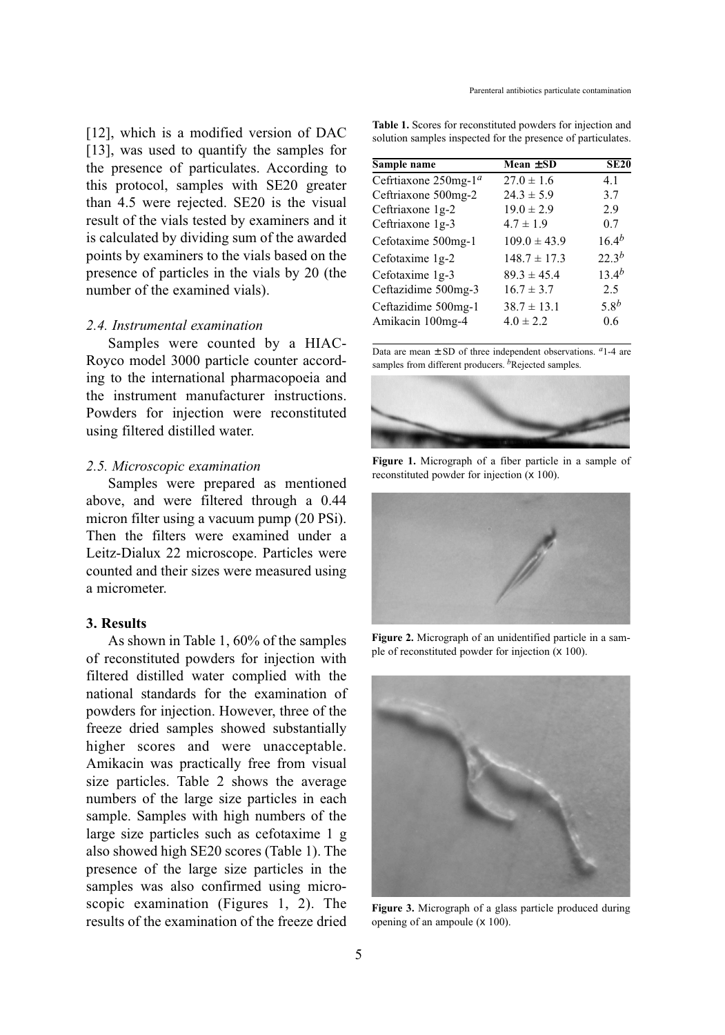[12], which is a modified version of DAC [13], was used to quantify the samples for the presence of particulates. According to this protocol, samples with SE20 greater than 4.5 were rejected. SE20 is the visual result of the vials tested by examiners and it is calculated by dividing sum of the awarded points by examiners to the vials based on the presence of particles in the vials by 20 (the number of the examined vials).

### 2.4. Instrumental examination

Samples were counted by a HIAC-Royco model 3000 particle counter according to the international pharmacopoeia and the instrument manufacturer instructions. Powders for injection were reconstituted using filtered distilled water.

### 2.5. Microscopic examination

Samples were prepared as mentioned above, and were filtered through a 0.44 micron filter using a vacuum pump (20 PSi). Then the filters were examined under a Leitz-Dialux 22 microscope. Particles were counted and their sizes were measured using a micrometer.

## 3. Results

As shown in Table 1, 60% of the samples of reconstituted powders for injection with filtered distilled water complied with the national standards for the examination of powders for injection. However, three of the freeze dried samples showed substantially higher scores and were unacceptable. Amikacin was practically free from visual size particles. Table 2 shows the average numbers of the large size particles in each sample. Samples with high numbers of the large size particles such as cefotaxime 1 g also showed high SE20 scores (Table 1). The presence of the large size particles in the samples was also confirmed using microscopic examination (Figures 1, 2). The results of the examination of the freeze dried

**Table 1.** Scores for reconstituted powders for injection and solution samples inspected for the presence of particulates.

| Sample name | Mean ± SD | SE20 |
|---|---|---|
| Cefrtiaxone 250mg-1[a] | 27.0 ± 1.6 | 4.1 |
| Ceftriaxone 500mg-2 | 24.3 ± 5.9 | 3.7 |
| Ceftriaxone 1g-2 | 19.0 ± 2.9 | 2.9 |
| Ceftriaxone 1g-3 | 4.7 ± 1.9 | 0.7 |
| Cefotaxime 500mg-1 | 109.0 ± 43.9 | 16.4[b] |
| Cefotaxime 1g-2 | 148.7 ± 17.3 | 22.3[b] |
| Cefotaxime 1g-3 | 89.3 ± 45.4 | 13.4[b] |
| Ceftazidime 500mg-3 | 16.7 ± 3.7 | 2.5 |
| Ceftazidime 500mg-1 | 38.7 ± 13.1 | 5.8[b] |
| Amikacin 100mg-4 | 4.0 ± 2.2 | 0.6 |

Data are mean ± SD of three independent observations. [a]1-4 are samples from different producers. [b]Rejected samples.

**Figure 1.** Micrograph of a fiber particle in a sample of reconstituted powder for injection (x 100).

**Figure 2.** Micrograph of an unidentified particle in a sample of reconstituted powder for injection (x 100).

**Figure 3.** Micrograph of a glass particle produced during opening of an ampoule (x 100).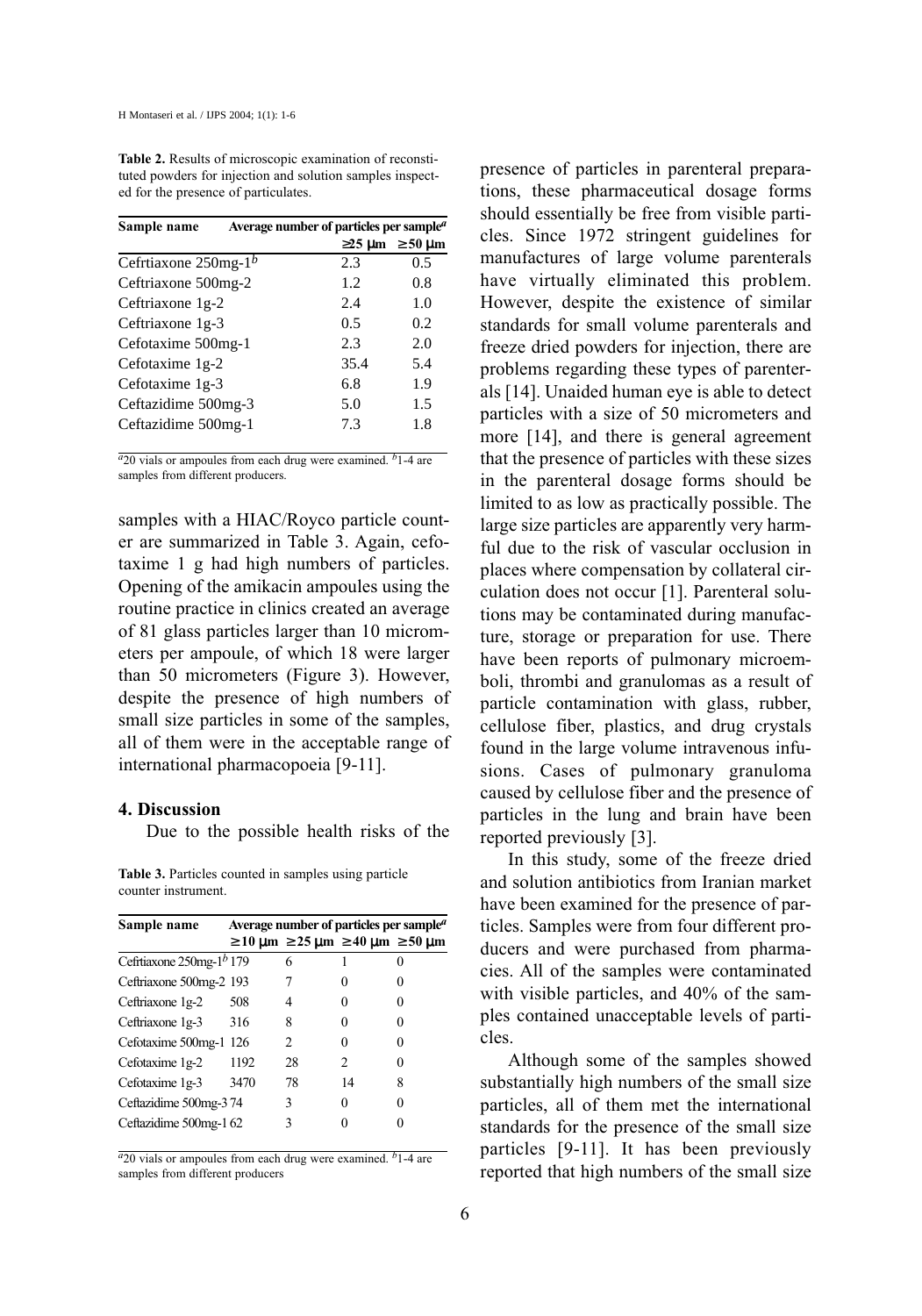**Table 2.** Results of microscopic examination of reconstituted powders for injection and solution samples inspected for the presence of particulates.

| Sample name | Average number of particles per sample[a] | |
|---|---|---|
| | ≥25 μm | ≥50 μm |
| Cefrtiaxone 250mg-1[b] | 2.3 | 0.5 |
| Ceftriaxone 500mg-2 | 1.2 | 0.8 |
| Ceftriaxone 1g-2 | 2.4 | 1.0 |
| Ceftriaxone 1g-3 | 0.5 | 0.2 |
| Cefotaxime 500mg-1 | 2.3 | 2.0 |
| Cefotaxime 1g-2 | 35.4 | 5.4 |
| Cefotaxime 1g-3 | 6.8 | 1.9 |
| Ceftazidime 500mg-3 | 5.0 | 1.5 |
| Ceftazidime 500mg-1 | 7.3 | 1.8 |

[a]20 vials or ampoules from each drug were examined. [b]1-4 are samples from different producers.

samples with a HIAC/Royco particle counter are summarized in Table 3. Again, cefotaxime 1 g had high numbers of particles. Opening of the amikacin ampoules using the routine practice in clinics created an average of 81 glass particles larger than 10 micrometers per ampoule, of which 18 were larger than 50 micrometers (Figure 3). However, despite the presence of high numbers of small size particles in some of the samples, all of them were in the acceptable range of international pharmacopoeia [9-11].

## 4. Discussion

Due to the possible health risks of the presence of particles in parenteral preparations, these pharmaceutical dosage forms should essentially be free from visible particles. Since 1972 stringent guidelines for manufactures of large volume parenterals have virtually eliminated this problem. However, despite the existence of similar standards for small volume parenterals and freeze dried powders for injection, there are problems regarding these types of parenterals [14]. Unaided human eye is able to detect particles with a size of 50 micrometers and more [14], and there is general agreement that the presence of particles with these sizes in the parenteral dosage forms should be limited to as low as practically possible. The large size particles are apparently very harmful due to the risk of vascular occlusion in places where compensation by collateral circulation does not occur [1]. Parenteral solutions may be contaminated during manufacture, storage or preparation for use. There have been reports of pulmonary microemboli, thrombi and granulomas as a result of particle contamination with glass, rubber, cellulose fiber, plastics, and drug crystals found in the large volume intravenous infusions. Cases of pulmonary granuloma caused by cellulose fiber and the presence of particles in the lung and brain have been reported previously [3].

In this study, some of the freeze dried and solution antibiotics from Iranian market have been examined for the presence of particles. Samples were from four different producers and were purchased from pharmacies. All of the samples were contaminated with visible particles, and 40% of the samples contained unacceptable levels of particles.

Although some of the samples showed substantially high numbers of the small size particles, all of them met the international standards for the presence of the small size particles [9-11]. It has been previously reported that high numbers of the small size

**Table 3.** Particles counted in samples using particle counter instrument.

| Sample name | Average number of particles per sample[a] | | | |
|---|---|---|---|---|
| | ≥10 μm | ≥25 μm | ≥40 μm | ≥50 μm |
| Ceftriaxone 250mg-1[b] | 179 | 6 | 1 | 0 |
| Ceftriaxone 500mg-2 | 193 | 7 | 0 | 0 |
| Ceftriaxone 1g-2 | 508 | 4 | 0 | 0 |
| Ceftriaxone 1g-3 | 316 | 8 | 0 | 0 |
| Cefotaxime 500mg-1 | 126 | 2 | 0 | 0 |
| Cefotaxime 1g-2 | 1192 | 28 | 2 | 0 |
| Cefotaxime 1g-3 | 3470 | 78 | 14 | 8 |
| Ceftazidime 500mg-3 | 74 | 3 | 0 | 0 |
| Ceftazidime 500mg-1 | 62 | 3 | 0 | 0 |

[a]20 vials or ampoules from each drug were examined. [b]1-4 are samples from different producers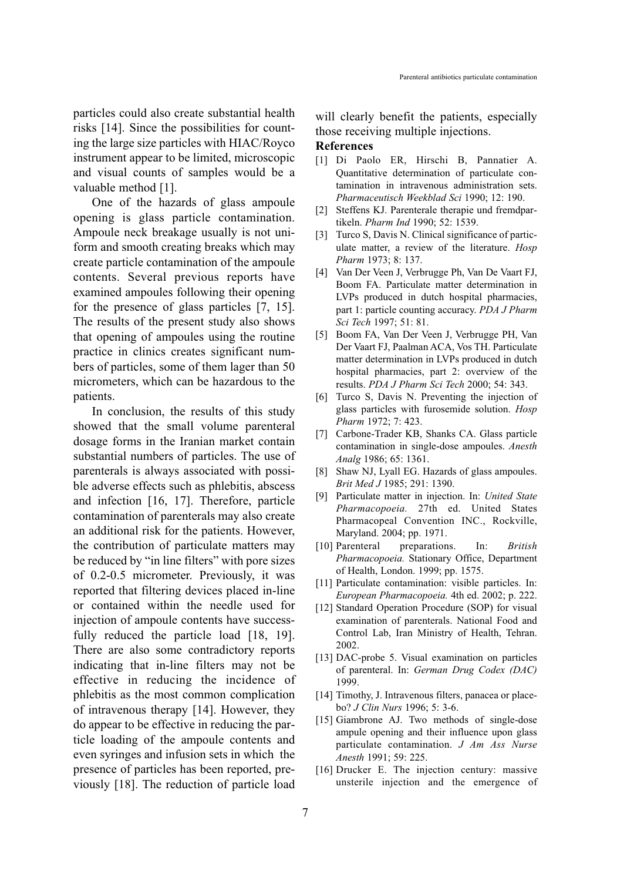particles could also create substantial health risks [14]. Since the possibilities for counting the large size particles with HIAC/Royco instrument appear to be limited, microscopic and visual counts of samples would be a valuable method [1].

One of the hazards of glass ampoule opening is glass particle contamination. Ampoule neck breakage usually is not uniform and smooth creating breaks which may create particle contamination of the ampoule contents. Several previous reports have examined ampoules following their opening for the presence of glass particles [7, 15]. The results of the present study also shows that opening of ampoules using the routine practice in clinics creates significant numbers of particles, some of them lager than 50 micrometers, which can be hazardous to the patients.

In conclusion, the results of this study showed that the small volume parenteral dosage forms in the Iranian market contain substantial numbers of particles. The use of parenterals is always associated with possible adverse effects such as phlebitis, abscess and infection [16, 17]. Therefore, particle contamination of parenterals may also create an additional risk for the patients. However, the contribution of particulate matters may be reduced by "in line filters" with pore sizes of 0.2-0.5 micrometer. Previously, it was reported that filtering devices placed in-line or contained within the needle used for injection of ampoule contents have successfully reduced the particle load [18, 19]. There are also some contradictory reports indicating that in-line filters may not be effective in reducing the incidence of phlebitis as the most common complication of intravenous therapy [14]. However, they do appear to be effective in reducing the particle loading of the ampoule contents and even syringes and infusion sets in which the presence of particles has been reported, previously [18]. The reduction of particle load will clearly benefit the patients, especially those receiving multiple injections.

**References**

[1] Di Paolo ER, Hirschi B, Pannatier A. Quantitative determination of particulate contamination in intravenous administration sets. *Pharmaceutisch Weekblad Sci* 1990; 12: 190.

[2] Steffens KJ. Parenterale therapie und fremdpartikeln. *Pharm Ind* 1990; 52: 1539.

[3] Turco S, Davis N. Clinical significance of particulate matter, a review of the literature. *Hosp Pharm* 1973; 8: 137.

[4] Van Der Veen J, Verbrugge Ph, Van De Vaart FJ, Boom FA. Particulate matter determination in LVPs produced in dutch hospital pharmacies, part 1: particle counting accuracy. *PDA J Pharm Sci Tech* 1997; 51: 81.

[5] Boom FA, Van Der Veen J, Verbrugge PH, Van Der Vaart FJ, Paalman ACA, Vos TH. Particulate matter determination in LVPs produced in dutch hospital pharmacies, part 2: overview of the results. *PDA J Pharm Sci Tech* 2000; 54: 343.

[6] Turco S, Davis N. Preventing the injection of glass particles with furosemide solution. *Hosp Pharm* 1972; 7: 423.

[7] Carbone-Trader KB, Shanks CA. Glass particle contamination in single-dose ampoules. *Anesth Analg* 1986; 65: 1361.

[8] Shaw NJ, Lyall EG. Hazards of glass ampoules. *Brit Med J* 1985; 291: 1390.

[9] Particulate matter in injection. In: *United State Pharmacopoeia.* 27th ed. United States Pharmacopeal Convention INC., Rockville, Maryland. 2004; pp. 1971.

[10] Parenteral preparations. In: *British Pharmacopoeia.* Stationary Office, Department of Health, London. 1999; pp. 1575.

[11] Particulate contamination: visible particles. In: *European Pharmacopoeia.* 4th ed. 2002; p. 222.

[12] Standard Operation Procedure (SOP) for visual examination of parenterals. National Food and Control Lab, Iran Ministry of Health, Tehran. 2002.

[13] DAC-probe 5. Visual examination on particles of parenteral. In: *German Drug Codex (DAC)* 1999.

[14] Timothy, J. Intravenous filters, panacea or placebo? *J Clin Nurs* 1996; 5: 3-6.

[15] Giambrone AJ. Two methods of single-dose ampule opening and their influence upon glass particulate contamination. *J Am Ass Nurse Anesth* 1991; 59: 225.

[16] Drucker E. The injection century: massive unsterile injection and the emergence of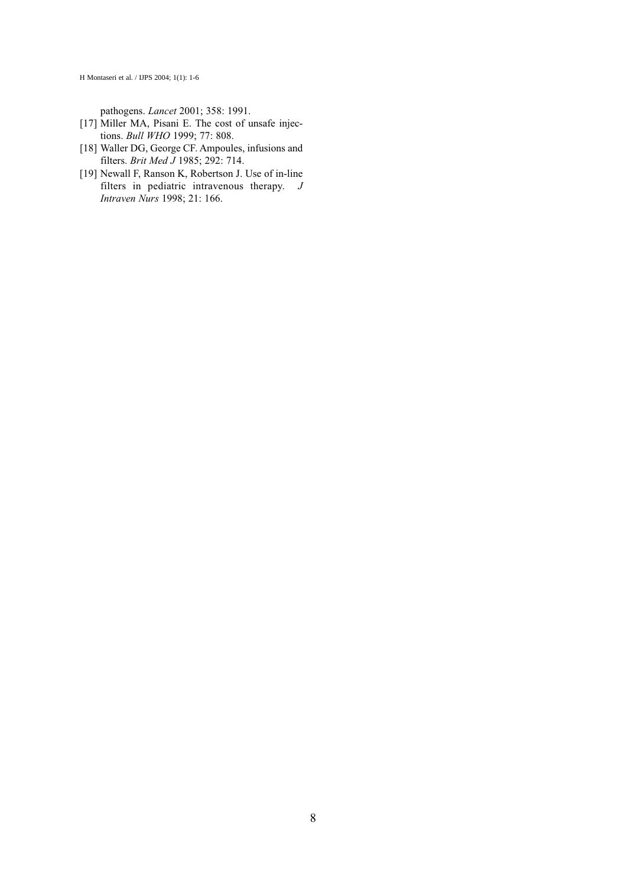pathogens. *Lancet* 2001; 358: 1991.

[17] Miller MA, Pisani E. The cost of unsafe injections. *Bull WHO* 1999; 77: 808.

[18] Waller DG, George CF. Ampoules, infusions and filters. *Brit Med J* 1985; 292: 714.

[19] Newall F, Ranson K, Robertson J. Use of in-line filters in pediatric intravenous therapy. *J Intraven Nurs* 1998; 21: 166.